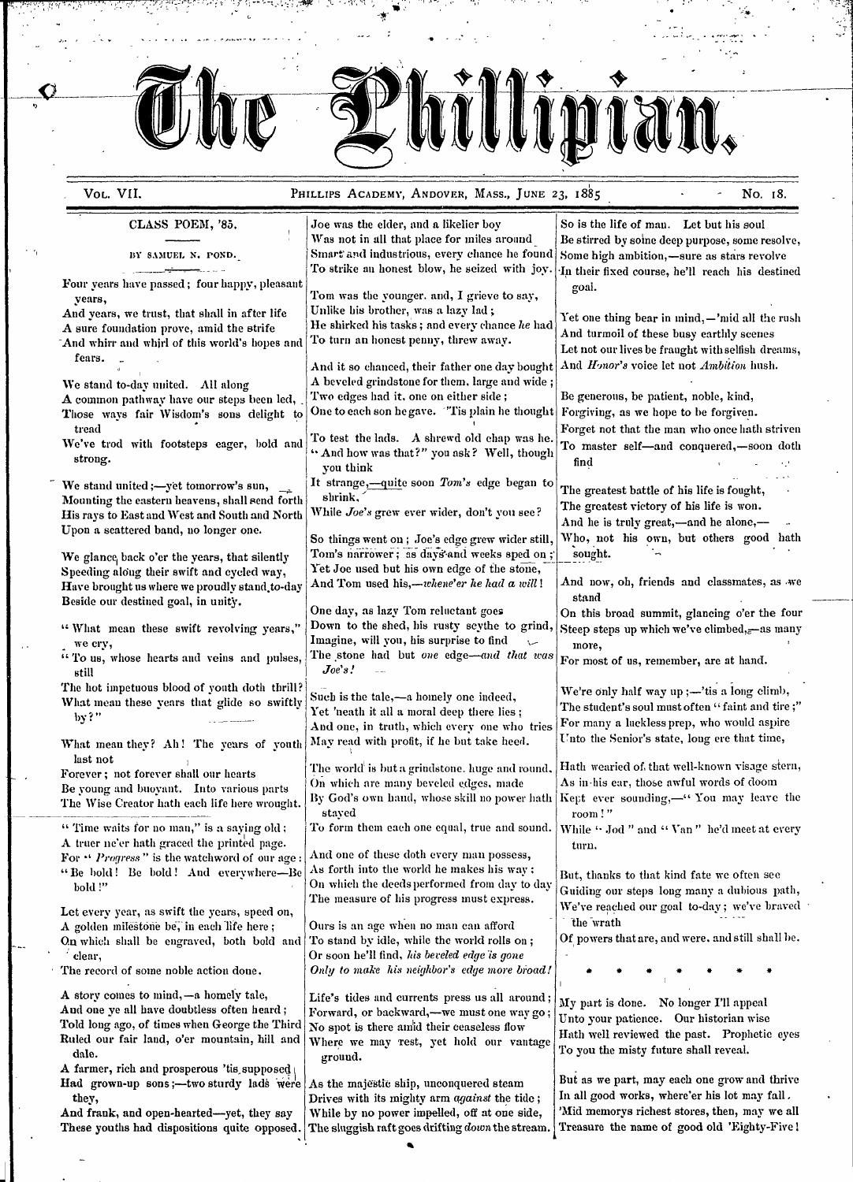# The Phillipian.

Vol. VII. Phillips Academy, Andover, Mass., June 23, 1885 No. 18.

## CLASS POEM, '85.

BY SAMUEL N. POND.

Four years have passed; four happy, pleasant years,
And years, we trust, that shall in after life
A sure foundation prove, amid the strife
And whirr and whirl of this world's hopes and fears.

We stand to-day united. All along
A common pathway have our steps been led,
Those ways fair Wisdom's sons delight to tread
We've trod with footsteps eager, bold and strong.

We stand united;—yet tomorrow's sun,
Mounting the eastern heavens, shall send forth
His rays to East and West and South and North
Upon a scattered band, no longer one.

We glance back o'er the years, that silently
Speeding along their swift and cycled way,
Have brought us where we proudly stand to-day
Beside our destined goal, in unity.

"What mean these swift revolving years," we cry,
"To us, whose hearts and veins and pulses, still
The hot impetuous blood of youth doth thrill?
What mean these years that glide so swiftly by?"

What mean they? Ah! The years of youth last not
Forever; not forever shall our hearts
Be young and buoyant. Into various parts
The Wise Creator hath each life here wrought.

"Time waits for no man," is a saying old;
A truer ne'er hath graced the printed page.
For "*Progress*" is the watchword of our age;
"Be bold! Be bold! And everywhere—Be bold!"

Let every year, as swift the years speed on,
A golden milestone be, in each life here;
On which shall be engraved, both bold and clear,
The record of some noble action done.

A story comes to mind,—a homely tale,
And one ye all have doubtless often heard;
Told long ago, of times when George the Third
Ruled our fair land, o'er mountain, hill and dale.
A farmer, rich and prosperous 'tis supposed
Had grown-up sons;—two sturdy lads were they,
And frank, and open-hearted—yet, they say
These youths had dispositions quite opposed.

Joe was the elder, and a likelier boy
Was not in all that place for miles around
Smart and industrious, every chance he found
To strike an honest blow, he seized with joy.

Tom was the younger. and, I grieve to say,
Unlike his brother, was a lazy lad;
He shirked his tasks; and every chance *he* had
To turn an honest penny, threw away.

And it so chanced, their father one day bought
A beveled grindstone for them, large and wide;
Two edges had it, one on either side;
One to each son he gave. 'Tis plain he thought

To test the lads. A shrewd old chap was he.
"And how was that?" you ask? Well, though you think
It strange,—quite soon *Tom's* edge began to shrink,
While *Joe's* grew ever wider, don't you see?

So things went on; Joe's edge grew wider still,
Tom's narrower; as days and weeks sped on;
Yet Joe used but his own edge of the stone,
And Tom used his,—*whene'er he had a will!*

One day, as lazy Tom reluctant goes
Down to the shed, his rusty scythe to grind,
Imagine, will you, his surprise to find
The stone had but *one* edge—*and that was Joe's!*

Such is the tale,—a homely one indeed,
Yet 'neath it all a moral deep there lies;
And one, in truth, which every one who tries
May read with profit, if he but take heed.

The world is but a grindstone. huge and round,
On which are many beveled edges, made
By God's own hand, whose skill no power hath stayed
To form them each one equal, true and sound.

And one of these doth every man possess,
As forth into the world he makes his way;
On which the deeds performed from day to day
The measure of his progress must express.

Ours is an age when no man can afford
To stand by idle, while the world rolls on;
Or soon he'll find, *his beveled edge is gone*
*Only to make his neighbor's edge more broad!*

Life's tides and currents press us all around;
Forward, or backward,—we must one way go;
No spot is there amid their ceaseless flow
Where we may rest, yet hold our vantage ground.

As the majestic ship, unconquered steam
Drives with its mighty arm *against* the tide;
While by no power impelled, off at one side,
The sluggish raft goes drifting *down* the stream.

So is the life of man. Let but his soul
Be stirred by some deep purpose, some resolve,
Some high ambition,—sure as stars revolve
In their fixed course, he'll reach his destined goal.

Yet one thing bear in mind,—'mid all the rush
And turmoil of these busy earthly scenes
Let not our lives be fraught with selfish dreams,
And *Honor's* voice let not *Ambition* hush.

Be generous, be patient, noble, kind,
Forgiving, as we hope to be forgiven.
Forget not that the man who once hath striven
To master self—and conquered,—soon doth find

The greatest battle of his life is fought,
The greatest victory of his life is won.
And he is truly great,—and he alone,—
Who, not his own, but others good hath sought.

And now, oh, friends and classmates, as we stand
On this broad summit, glancing o'er the four
Steep steps up which we've climbed,—as many more,
For most of us, remember, are at hand.

We're only half way up;—'tis a long climb,
The student's soul must often "faint and tire;"
For many a luckless prep, who would aspire
Unto the Senior's state, long ere that time,

Hath wearied of that well-known visage stern,
As in his ear, those awful words of doom
Kept ever sounding,—"You may leave the room!"
While "Jod" and "Van" he'd meet at every turn.

But, thanks to that kind fate we often see
Guiding our steps long many a dubious path,
We've reached our goal to-day; we've braved the wrath
Of powers that are, and were, and still shall be.

\* \* \* \* \* \* \* \*

My part is done. No longer I'll appeal
Unto your patience. Our historian wise
Hath well reviewed the past. Prophetic eyes
To you the misty future shall reveal.

But as we part, may each one grow and thrive
In all good works, where'er his lot may fall.
'Mid memorys richest stores, then, may we all
Treasure the name of good old 'Eighty-Five!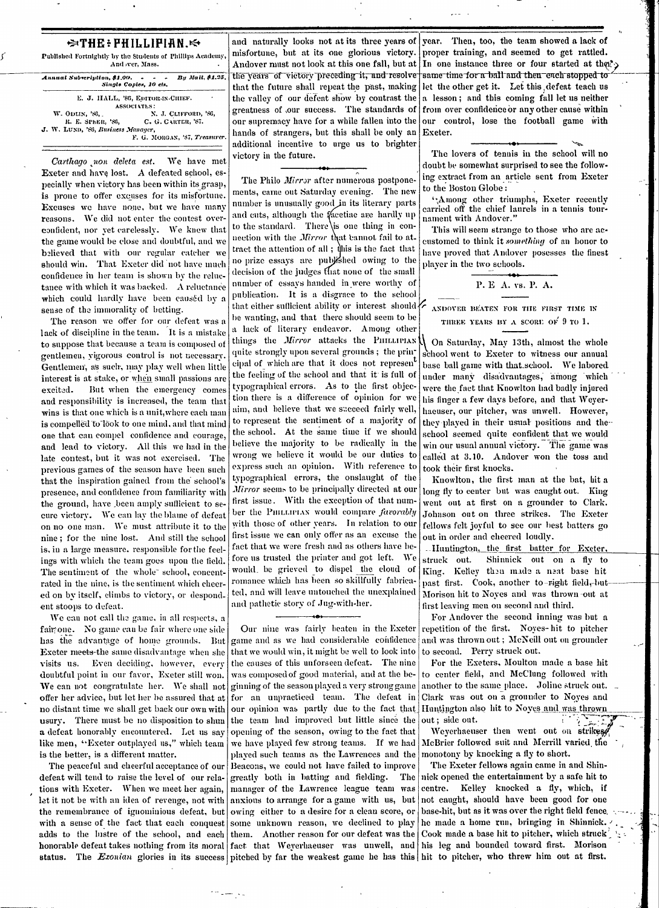# THE PHILLIPIAN.

Published Fortnightly by the Students of Phillips Academy, Andover, Mass.

*Annual Subscription, $1.00. - - - By Mail, $1.25.*
*Single Copies, 10 cts.*

E. J. HALL, '86, EDITOR-IN-CHIEF.
ASSOCIATES:
W. ODLIN, '86, N. J. CLIFFORD, '86,
R. E. SPEER, '86, C. G. CARTER, '87.
J. W. LUND, '86, *Business Manager*,
F. G. MORGAN, '87, *Treasurer*.

*Carthago non deleta est.* We have met Exeter and have lost. A defeated school, especially when victory has been within its grasp, is prone to offer excuses for its misfortune. Excuses we have none, but we have many reasons. We did not enter the contest overconfident, nor yet carelessly. We knew that the game would be close and doubtful, and we believed that with our regular catcher we should win. That Exeter did not have much confidence in her team is shown by the reluctance with which it was backed. A reluctance which could hardly have been caused by a sense of the immorality of betting.

The reason we offer for our defeat was a lack of discipline in the team. It is a mistake to suppose that because a team is composed of gentlemen, vigorous control is not necessary. Gentlemen, as such, may play well when little interest is at stake, or when small passions are excited. But when the emergency comes and responsibility is increased, the team that wins is that one which is a unit, where each man is compelled to look to one mind, and that mind one that can compel confidence and courage, and lead to victory. All this we had in the late contest, but it was not exercised. The previous games of the season have been such that the inspiration gained from the school's presence, and confidence from familiarity with the ground, have been amply sufficient to secure victory. We can lay the blame of defeat on no one man. We must attribute it to the nine; for the nine lost. And still the school is, in a large measure, responsible for the feelings with which the team goes upon the field. The sentiment of the whole school, concentrated in the nine, is the sentiment which cheered on by itself, climbs to victory, or despondent stoops to defeat.

We can not call the game, in all respects, a fair one. No game can be fair where one side has the advantage of home grounds. But Exeter meets the same disadvantage when she visits us. Even deciding, however, every doubtful point in our favor, Exeter still won. We can not congratulate her. We shall not offer her advice, but let her be assured that at no distant time we shall get back our own with usury. There must be no disposition to shun a defeat honorably encountered. Let us say like men, "Exeter outplayed us," which team is the better, is a different matter.

The peaceful and cheerful acceptance of our defeat will tend to raise the level of our relations with Exeter. When we meet her again, let it not be with an idea of revenge, not with the remembrance of ignominious defeat, but with a sense of the fact that each conquest adds to the lustre of the school, and each honorable defeat takes nothing from its moral status. The *Exonian* glories in its success and naturally looks not at its three years of misfortune, but at its one glorious victory. Andover must not look at this one fall, but at the years of victory preceding it, and resolve that the future shall repeat the past, making the valley of our defeat show by contrast the greatness of our success. The standards of our supremacy have for a while fallen into the hands of strangers, but this shall be only an additional incentive to urge us to brighter victory in the future.

---

The Philo *Mirror* after numerous postponements, came out Saturday evening. The new number is unusually good in its literary parts and cuts, although the facetiae are hardly up to the standard. There is one thing in connection with the *Mirror* that cannot fail to attract the attention of all; this is the fact that no prize essays are published owing to the decision of the judges that none of the small number of essays handed in were worthy of publication. It is a disgrace to the school that either sufficient ability or interest should be wanting, and that there should seem to be a lack of literary endeavor. Among other things the *Mirror* attacks the PHILLIPIAN quite strongly upon several grounds; the principal of which are that it does not represent the feeling of the school and that it is full of typographical errors. As to the first objection there is a difference of opinion for we aim, and believe that we succeed fairly well, to represent the sentiment of a majority of the school. At the same time if we should believe the majority to be radically in the wrong we believe it would be our duties to express such an opinion. With reference to typographical errors, the onslaught of the *Mirror* seems to be principally directed at our first issue. With the exception of that number the PHILLIPIAN would compare *favorably* with those of other years. In relation to our first issue we can only offer as an excuse the fact that we were fresh and as others have before us trusted the printer and got left. We would be grieved to dispel the cloud of romance which has been so skillfully fabricated, and will leave untouched the unexplained and pathetic story of Jug-with-her.

---

Our nine was fairly beaten in the Exeter game and as we had considerable confidence that we would win, it might be well to look into the causes of this unforseen defeat. The nine was composed of good material, and at the beginning of the season played a very strong game for an unpracticed team. The defeat in our opinion was partly due to the fact that the team had improved but little since the opening of the season, owing to the fact that we have played few strong teams. If we had played such teams as the Lawrences and the Beacons, we could not have failed to improve greatly both in batting and fielding. The manager of the Lawrence league team was anxious to arrange for a game with us, but owing either to a desire for a clean score, or some unknown reason, we declined to play them. Another reason for our defeat was the fact that Weyerhaeuser was unwell, and pitched by far the weakest game he has this year. Then, too, the team showed a lack of proper training, and seemed to get rattled. In one instance three or four started at the same time for a ball and then each stopped to let the other get it. Let this defeat teach us a lesson; and this coming fall let us neither from over confidence or any other cause within our control, lose the football game with Exeter.

---

The lovers of tennis in the school will no doubt be somewhat surprised to see the following extract from an article sent from Exeter to the Boston Globe:

"Among other triumphs, Exeter recently carried off the chief laurels in a tennis tournament with Andover."

This will seem strange to those who are accustomed to think it *something* of an honor to have proved that Andover posesses the finest player in the two schools.

---

## P. E. A. vs. P. A.

ANDOVER BEATEN FOR THE FIRST TIME IN THREE YEARS BY A SCORE OF 9 TO 1.

On Saturday, May 13th, almost the whole school went to Exeter to witness our annual base ball game with that school. We labored under many disadvantages, among which were the fact that Knowlton had badly injured his finger a few days before, and that Weyerhaeuser, our pitcher, was unwell. However, they played in their usual positions and the school seemed quite confident that we would win our usual annual victory. The game was called at 3.10. Andover won the toss and took their first knocks.

Knowlton, the first man at the bat, hit a long fly to center but was caught out. King went out at first on a grounder to Clark. Johnson out on three strikes. The Exeter fellows felt joyful to see our best batters go out in order and cheered loudly.

Huntington, the first batter for Exeter, struck out. Shinnick out on a fly to King. Kelley then made a neat base hit past first. Cook, another to right field, but Morison hit to Noyes and was thrown out at first leaving men on second and third.

For Andover the second inning was but a repetition of the first. Noyes hit to pitcher and was thrown out; McNeill out on grounder to second. Perry struck out.

For the Exeters, Moulton made a base hit to center field, and McClung followed with another to the same place. Joline struck out. Clark was out on a grounder to Noyes and Huntington also hit to Noyes and was thrown out; side out.

Weyerhaeuser then went out on strikes, McBrier followed suit and Merrill varied the monotony by knocking a fly to short.

The Exeter fellows again came in and Shinnick opened the entertainment by a safe hit to centre. Kelley knocked a fly, which, if not caught, should have been good for one base-hit, but as it was over the right field fence, he made a home run, bringing in Shinnick. Cook made a base hit to pitcher, which struck his leg and bounded toward first. Morison hit to pitcher, who threw him out at first.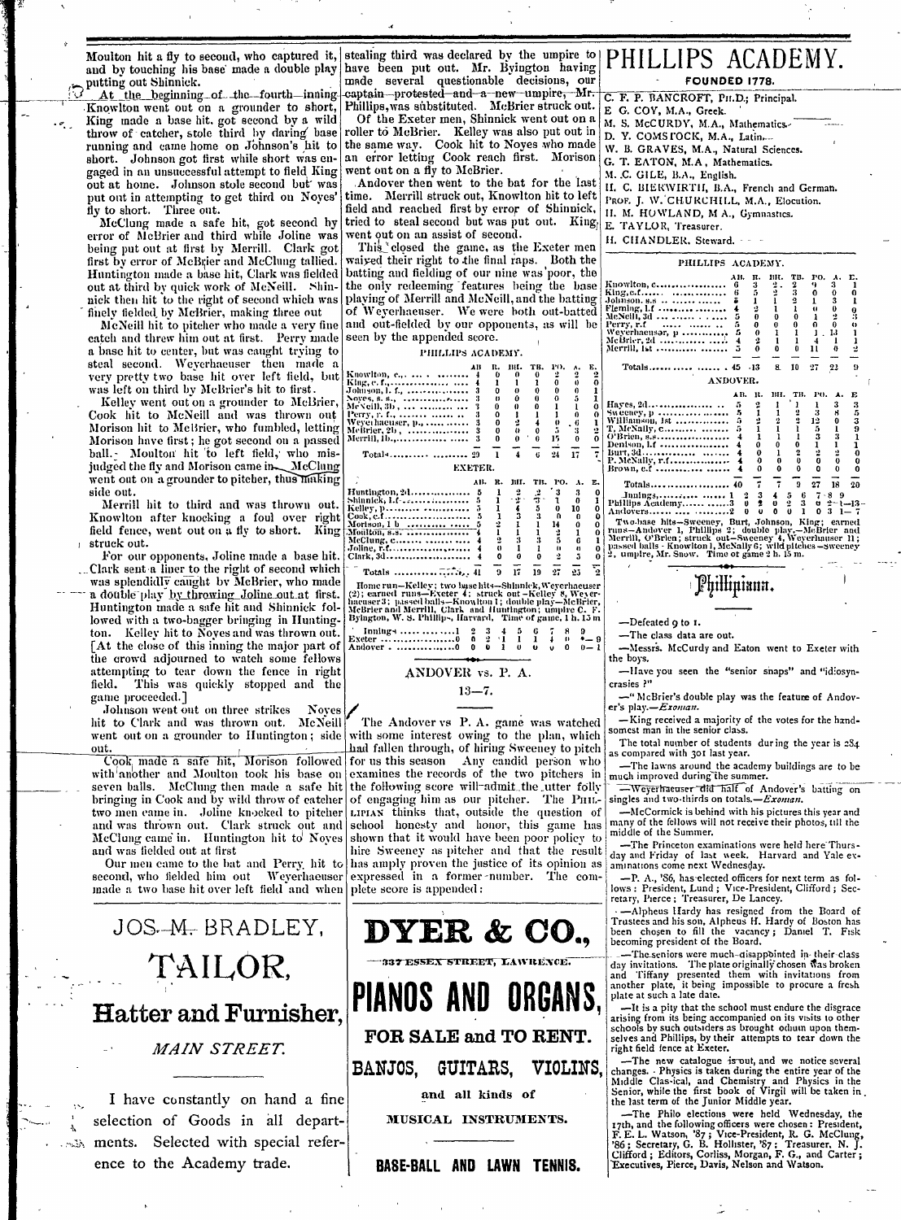Moulton hit a fly to second, who captured it, and by touching his base made a double play putting out Shinnick.

At the beginning of the fourth inning Knowlton went out on a grounder to short, King made a base hit, got second by a wild throw of catcher, stole third by daring base running and came home on Johnson's hit to short. Johnson got first while short was engaged in an unsuccessful attempt to hold King out at home. Johnson stole second but was put out in attempting to get third on Noyes' fly to short. Three out.

McClung made a safe hit, got second by error of McBrier and third while Joline was being put out at first by Merrill. Clark got first by error of McBrier and McClung tallied. Huntington made a base hit, Clark was fielded out at third by quick work of McNeill. Shinnick then hit to the right of second which was finely fielded by McBrier, making three out.

McNeill hit to pitcher who made a very fine catch and threw him out at first. Perry made a base hit to center, but was caught trying to steal second. Weyerhaeuser then made a very pretty two base hit over left field, but was left on third by McBrier's hit to first.

Kelley went out on a grounder to McBrier, Cook hit to McNeill and was thrown out. Morison hit to McBrier, who fumbled, letting Morison have first; he got second on a passed ball. Moulton hit to left field, who misjudged the fly and Morison came in. McClung went out on a grounder to pitcher, thus making side out.

Merrill hit to third and was thrown out. Knowlton after knocking a foul over right field fence, went out on a fly to short. King struck out.

For our opponents, Joline made a base hit. Clark sent a liner to the right of second which was splendidly caught by McBrier, who made a double play by throwing Joline out at first. Huntington made a safe hit and Shinnick followed with a two-bagger bringing in Huntington. Kelley hit to Noyes and was thrown out. [At the close of this inning the major part of the crowd adjourned to watch some fellows attempting to tear down the fence in right field. This was quickly stopped and the game proceeded.]

Johnson went out on three strikes Noyes hit to Clark and was thrown out. McNeill went out on a grounder to Huntington; side out.

Cook made a safe hit, Morison followed with another and Moulton took his base on seven balls. McClung then made a safe hit bringing in Cook and by wild throw of catcher two men came in. Joline knocked to pitcher and was thrown out. Clark struck out and McClung came in. Huntington hit to Noyes and was fielded out at first

Our men came to the bat and Perry hit to second, who fielded him out Weyerhaeuser made a two base hit over left field and when stealing third was declared by the umpire to have been put out. Mr. Byington having made several questionable decisions, our captain protested and a new umpire, Mr. Phillips, was substituted. McBrier struck out.

Of the Exeter men, Shinnick went out on a roller to McBrier. Kelley was also put out in the same way. Cook hit to Noyes who made an error letting Cook reach first. Morison went out on a fly to McBrier.

Andover then went to the bat for the last time. Merrill struck out, Knowlton hit to left field and reached first by error of Shinnick, tried to steal second but was put out. King went out on an assist of second.

This closed the game, as the Exeter men waived their right to the final raps. Both the batting and fielding of our nine was poor, the only redeeming features being the base playing of Merrill and McNeill, and the batting of Weyerhaeuser. We were both out-batted and out-fielded by our opponents, as will be seen by the appended score.

PHILLIPS ACADEMY.

| | AB | R. | BH. | TB. | PO. | A. | E. |
|---|---|---|---|---|---|---|---|
| Knowlton, c. | 4 | 0 | 0 | 0 | 2 | 2 | 2 |
| King, c. f. | 4 | 1 | 1 | 1 | 0 | 0 | 0 |
| Johnson, l. f. | 3 | 0 | 0 | 0 | 0 | 0 | 1 |
| Noyes, s. s. | 3 | 0 | 0 | 0 | 0 | 5 | 1 |
| McNeill, 3b. | 3 | 0 | 0 | 0 | 1 | 1 | 0 |
| Perry, r. f. | 3 | 0 | 1 | 1 | 1 | 0 | 0 |
| Weyerhaeuser, p. | 3 | 0 | 2 | 4 | 0 | 6 | 1 |
| McBrier, 2b. | 3 | 0 | 0 | 0 | 5 | 3 | 2 |
| Merrill, 1b. | 3 | 0 | 0 | 0 | 15 | 0 | 0 |
| Totals | 29 | 1 | 4 | 6 | 24 | 17 | 7 |

EXETER.

| | AB. | R. | BH. | TB. | PO. | A. | E. |
|---|---|---|---|---|---|---|---|
| Huntington, 2d | 5 | 1 | 2 | 2 | 3 | 3 | 0 |
| Shinnick, l. f. | 5 | 1 | 2 | 7 | 1 | 0 | 1 |
| Kelley, p. | 5 | 1 | 4 | 5 | 0 | 10 | 0 |
| Cook, c. f. | 5 | 1 | 3 | 3 | 0 | 0 | 0 |
| Morison, 1 b. | 5 | 2 | 1 | 1 | 14 | 0 | 0 |
| Moulton, s. s. | 4 | 1 | 1 | 1 | 2 | 1 | 0 |
| McClung, c. | 4 | 2 | 3 | 3 | 5 | 6 | 1 |
| Joline, r. f. | 4 | 0 | 1 | 1 | 0 | 0 | 0 |
| Clark, 3d | 4 | 0 | 0 | 0 | 2 | 3 | 0 |
| Totals | 41 | 9 | 17 | 19 | 27 | 23 | 2 |

Home run—Kelley; two base hits—Shinnick, Weyerhaeuser (2); earned runs—Exeter 4; struck out—Kelley 8, Weyerhaeuser 3; passed balls—Knowlton 1; double play—McBrier, McBrier and Merrill, Clark and Huntington; umpire C. F. Byington, W. S. Phillips, Harvard, Time of game, 1 h. 15 m

| Innings | 1 | 2 | 3 | 4 | 5 | 6 | 7 | 8 | 9 | |
|---|---|---|---|---|---|---|---|---|---|---|
| Exeter | 0 | 0 | 2 | 1 | 1 | 1 | 4 | 0 | * | —9 |
| Andover | 0 | 0 | 0 | 1 | 0 | 0 | 0 | 0 | 0 | —1 |

## ANDOVER vs. P. A.

13—7.

The Andover vs P. A. game was watched with some interest owing to the plan, which had fallen through, of hiring Sweeney to pitch for us this season Any candid person who examines the records of the two pitchers in the following score will admit the utter folly of engaging him as our pitcher. The PHILLIPIAN thinks that, outside the question of school honesty and honor, this game has shown that it would have been poor policy to hire Sweeney as pitcher and that the result has amply proven the justice of its opinion as expressed in a former number. The complete score is appended:

# PHILLIPS ACADEMY.

**FOUNDED 1778.**

C. F. P. BANCROFT, PH.D.; Principal.
E G. COY, M.A., Greek.
M. S. McCURDY, M.A., Mathematics.
D. Y. COMSTOCK, M.A., Latin.
W. B. GRAVES, M.A., Natural Sciences.
G. T. EATON, M.A., Mathematics.
M. C. GILE, B.A., English.
H. C. BIERWIRTH, B.A., French and German.
PROF. J. W. CHURCHILL, M.A., Elocution.
H. M. HOWLAND, M A., Gymnastics.
E. TAYLOR, Treasurer.
H. CHANDLER, Steward.

PHILLIPS ACADEMY.

| | AB. | R. | BH. | TB. | PO. | A. | E. |
|---|---|---|---|---|---|---|---|
| Knowlton, c. | 6 | 3 | 2 | 2 | 4 | 3 | 1 |
| King, c. f. | 6 | 2 | 3 | 3 | 0 | 0 | 0 |
| Johnson, s. s. | 5 | 1 | 1 | 2 | 1 | 3 | 1 |
| Fleming, l. f. | 4 | 2 | 1 | 1 | 0 | 0 | 0 |
| McNeill, 3d | 5 | 0 | 0 | 0 | 1 | 2 | 3 |
| Perry, r. f. | 5 | 0 | 0 | 0 | 0 | 0 | 0 |
| Weyerhaeuser, p. | 5 | 0 | 1 | 1 | 1 | 13 | 1 |
| McBrier, 2d | 4 | 2 | 1 | 1 | 4 | 1 | 1 |
| Merrill, 1st | 5 | 0 | 0 | 0 | 11 | 0 | 2 |
| Totals | 45 | 13 | 8 | 10 | 27 | 22 | 9 |

ANDOVER.

| | AB. | R. | BH. | TB. | PO. | A. | E. |
|---|---|---|---|---|---|---|---|
| Hayes, 2d | 5 | 2 | 1 | 1 | 1 | 3 | 3 |
| Sweeney, p. | 5 | 1 | 1 | 2 | 3 | 8 | 5 |
| Williamson, 1st | 5 | 2 | 2 | 2 | 12 | 0 | 3 |
| T. McNally, c. | 5 | 1 | 1 | 1 | 5 | 1 | 9 |
| O'Brien, s. s. | 4 | 1 | 1 | 1 | 3 | 3 | 1 |
| Denison, l. f. | 4 | 0 | 0 | 0 | 1 | 1 | 1 |
| Burt, 3d | 4 | 0 | 1 | 2 | 2 | 2 | 0 |
| P. McNally, r. f. | 4 | 0 | 0 | 0 | 0 | 0 | 0 |
| Brown, c. f. | 4 | 0 | 0 | 0 | 0 | 0 | 0 |
| Totals | 40 | 7 | 7 | 9 | 27 | 18 | 20 |

| Innings | 1 | 2 | 3 | 4 | 5 | 6 | 7 | 8 | 9 | |
|---|---|---|---|---|---|---|---|---|---|---|
| Phillips Academy | 3 | 0 | 2 | 0 | 2 | 3 | 0 | 2 | 1 | —13 |
| Andovers | 2 | 0 | 0 | 0 | 0 | 1 | 0 | 3 | 1 | — 7 |

Two-base hits—Sweeney, Burt, Johnson, King; earned runs—Andover 1, Phillips 2; double play—McBrier and Merrill, O'Brien; struck out—Sweeney 4, Weyerhaeuser 11; passed balls - Knowlton 1, McNally 6; wild pitches—Sweeney 2, umpire, Mr. Snow. Time of game 2 h. 15 m.

## Phillipiana.

—Defeated 9 to 1.

—The class data are out.

—Messrs. McCurdy and Eaton went to Exeter with the boys.

—Have you seen the "senior snaps" and "idiosyncrasies?"

—"McBrier's double play was the feature of Andover's play.—*Exonian.*

—King received a majority of the votes for the handsomest man in the senior class.

The total number of students during the year is 284 as compared with 301 last year.

—The lawns around the academy buildings are to be much improved during the summer.

—Weyerhaeuser did half of Andover's batting on singles and two-thirds on totals.—*Exonian.*

—McCormick is behind with his pictures this year and many of the fellows will not receive their photos, till the middle of the Summer.

—The Princeton examinations were held here Thursday and Friday of last week. Harvard and Yale examinations come next Wednesday.

—P. A., '86, has elected officers for next term as follows: President, Lund; Vice-President, Clifford; Secretary, Pierce; Treasurer, De Lancey.

—Alpheus Hardy has resigned from the Board of Trustees and his son, Alpheus H. Hardy of Boston has been chosen to fill the vacancy; Daniel T. Fisk becoming president of the Board.

—The seniors were much disappointed in their class day invitations. The plate originally chosen was broken and Tiffany presented them with invitations from another plate, it being impossible to procure a fresh plate at such a late date.

—It is a pity that the school must endure the disgrace arising from its being accompanied on its visits to other schools by such outsiders as brought odium upon themselves and Phillips, by their attempts to tear down the right field fence at Exeter.

—The new catalogue is out, and we notice several changes. Physics is taken during the entire year of the Middle Classical, and Chemistry and Physics in the Senior, while the first book of Virgil will be taken in the last term of the Junior Middle year.

—The Philo elections were held Wednesday, the 17th, and the following officers were chosen: President, F. E. L. Watson, '87; Vice-President, R. G. McClung, '86; Secretary, G. B. Hollister, '87; Treasurer, N. J. Clifford; Editors, Corliss, Morgan, F. G., and Carter; Executives, Pierce, Davis, Nelson and Watson.

JOS. M. BRADLEY,

# TAILOR,

## Hatter and Furnisher,

*MAIN STREET.*

I have constantly on hand a fine selection of Goods in all departments. Selected with special reference to the Academy trade.

# DYER & CO.,

337 ESSEX STREET, LAWRENCE.

# PIANOS AND ORGANS,

**FOR SALE and TO RENT.**

**BANJOS, GUITARS, VIOLINS,**

and all kinds of

MUSICAL INSTRUMENTS.

**BASE-BALL AND LAWN TENNIS.**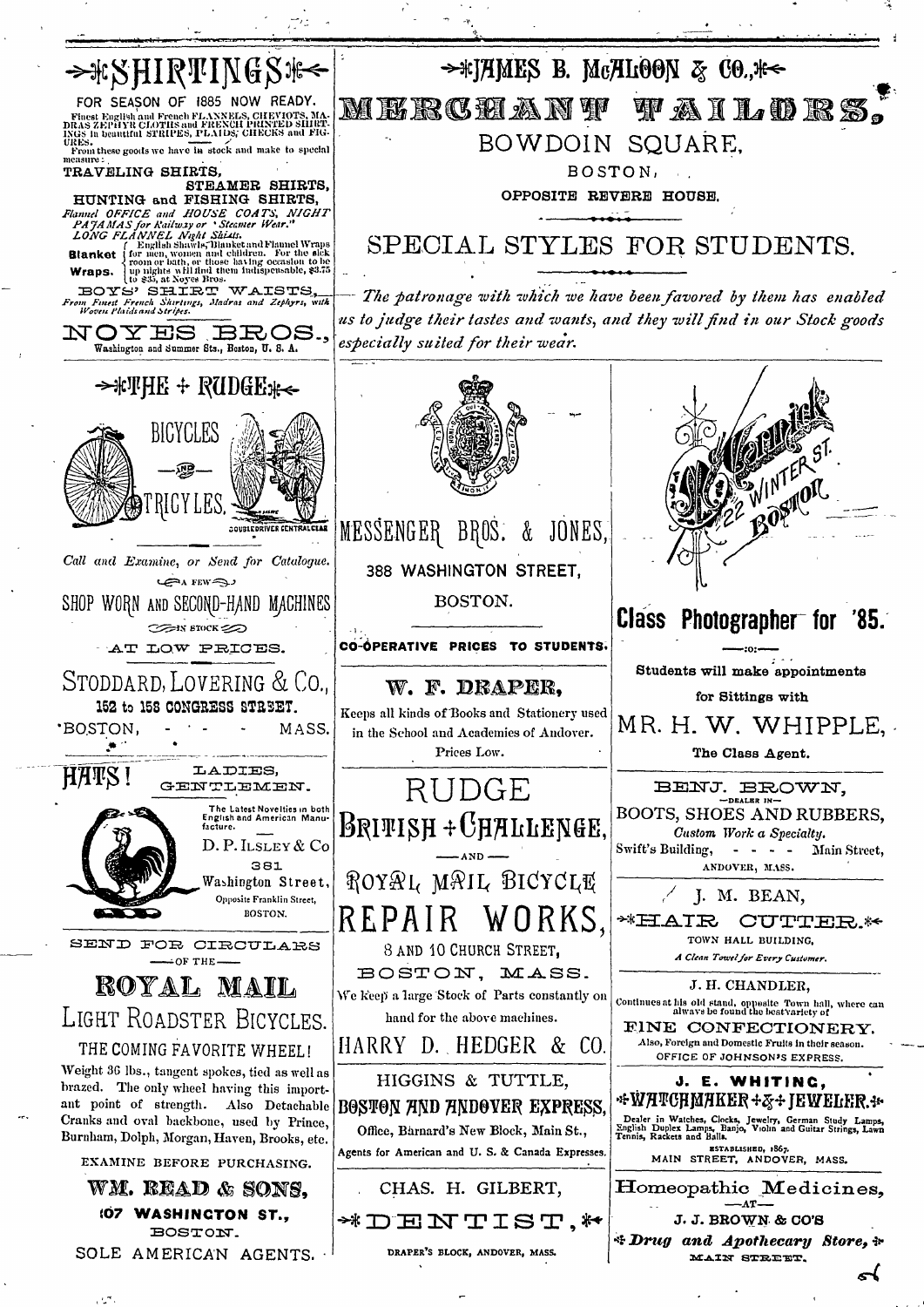## SHIRTINGS

FOR SEASON OF 1885 NOW READY.

Finest English and French FLANNELS, CHEVIOTS, MADRAS ZEPHYR CLOTHS and FRENCH PRINTED SHIRTINGS in beautiful STRIPES, PLAIDS, CHECKS and FIGURES.

From these goods we have in stock and make to special measure:

TRAVELING SHIRTS,

STEAMER SHIRTS,

HUNTING and FISHING SHIRTS,

*Flannel OFFICE and HOUSE COATS, NIGHT PAJAMAS for Railway or "Steamer Wear." LONG FLANNEL Night Shirts.*

**Blanket Wraps.** English Shawls, Blanket and Flannel Wraps for men, women and children. For the sick room or bath, or those having occasion to be up nights will find them indispensable, $3.75 to $35, at Noyes Bros.

BOYS' SHIRT WAISTS,

*From Finest French Shirtings, Madras and Zephyrs, with Woven Plaids and Stripes.*

## NOYES BROS.,

Washington and Summer Sts., Boston, U. S. A.

---

## JAMES B. McALOON & CO.,

## MERCHANT TAILORS,

BOWDOIN SQUARE,

BOSTON,

OPPOSITE REVERE HOUSE.

## SPECIAL STYLES FOR STUDENTS.

*The patronage with which we have been favored by them has enabled us to judge their tastes and wants, and they will find in our Stock goods especially suited for their wear.*

---

## THE + RUDGE

BICYCLES AND TRICYCLES.

*Call and Examine, or Send for Catalogue.*

A FEW

SHOP WORN AND SECOND-HAND MACHINES

IN STOCK

AT LOW PRICES.

STODDARD, LOVERING & CO.,

152 to 158 CONGRESS STREET.

BOSTON, MASS.

---

MESSENGER BROS. & JONES,

388 WASHINGTON STREET,

BOSTON.

CO-OPERATIVE PRICES TO STUDENTS.

---

22 WINTER ST. BOSTON

## Class Photographer for '85.

Students will make appointments for Sittings with

MR. H. W. WHIPPLE,

The Class Agent.

---

## HATS! LADIES, GENTLEMEN.

The Latest Novelties in both English and American Manufacture.

D. P. ILSLEY & Co

381 Washington Street,

Opposite Franklin Street,

BOSTON.

---

**W. F. DRAPER,**

Keeps all kinds of Books and Stationery used in the School and Academies of Andover.

Prices Low.

---

BENJ. BROWN,

—DEALER IN—

BOOTS, SHOES AND RUBBERS,

*Custom Work a Specialty.*

Swift's Building, Main Street,

ANDOVER, MASS.

---

J. M. BEAN,

HAIR CUTTER.

TOWN HALL BUILDING,

*A Clean Towel for Every Customer.*

---

## RUDGE

BRITISH + CHALLENGE,

—AND—

ROYAL MAIL BICYCLE

## REPAIR WORKS,

8 AND 10 CHURCH STREET,

BOSTON, MASS.

We keep a large Stock of Parts constantly on hand for the above machines.

HARRY D. HEDGER & CO.

---

J. H. CHANDLER,

Continues at his old stand, opposite Town hall, where can always be found the best variety of

FINE CONFECTIONERY.

Also, Foreign and Domestic Fruits in their season.

OFFICE OF JOHNSON'S EXPRESS.

---

SEND FOR CIRCULARS

—OF THE—

## ROYAL MAIL

LIGHT ROADSTER BICYCLES.

THE COMING FAVORITE WHEEL!

Weight 36 lbs., tangent spokes, tied as well as brazed. The only wheel having this important point of strength. Also Detachable Cranks and oval backbone, used by Prince, Burnham, Dolph, Morgan, Haven, Brooks, etc.

EXAMINE BEFORE PURCHASING.

**WM. READ & SONS,**

107 WASHINGTON ST.,

BOSTON.

SOLE AMERICAN AGENTS.

---

HIGGINS & TUTTLE,

BOSTON AND ANDOVER EXPRESS,

Office, Barnard's New Block, Main St.,

Agents for American and U. S. & Canada Expresses.

---

**J. E. WHITING,**

WATCHMAKER + & + JEWELER.

Dealer in Watches, Clocks, Jewelry, German Study Lamps, English Duplex Lamps, Banjo, Violin and Guitar Strings, Lawn Tennis, Rackets and Balls.

ESTABLISHED, 1867.

MAIN STREET, ANDOVER, MASS.

---

CHAS. H. GILBERT,

DENTIST,

DRAPER'S BLOCK, ANDOVER, MASS.

---

Homeopathic Medicines,

—AT—

J. J. BROWN & CO'S

*Drug and Apothecary Store,*

MAIN STREET.